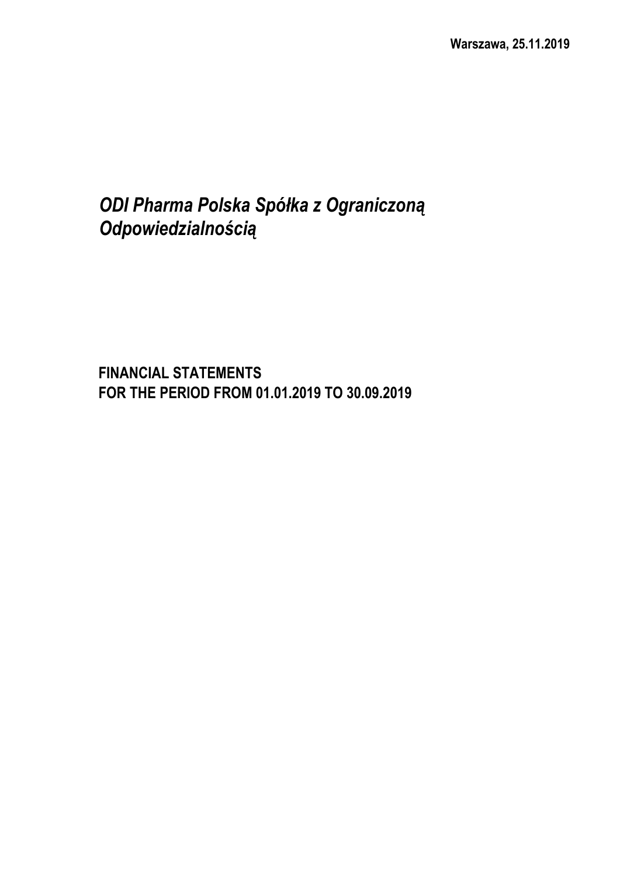**Warszawa, 25.11.2019**

# *ODI Pharma Polska Spółka z Ograniczoną Odpowiedzialnością*

## FINANCIAL STATEMENTS
## FOR THE PERIOD FROM 01.01.2019 TO 30.09.2019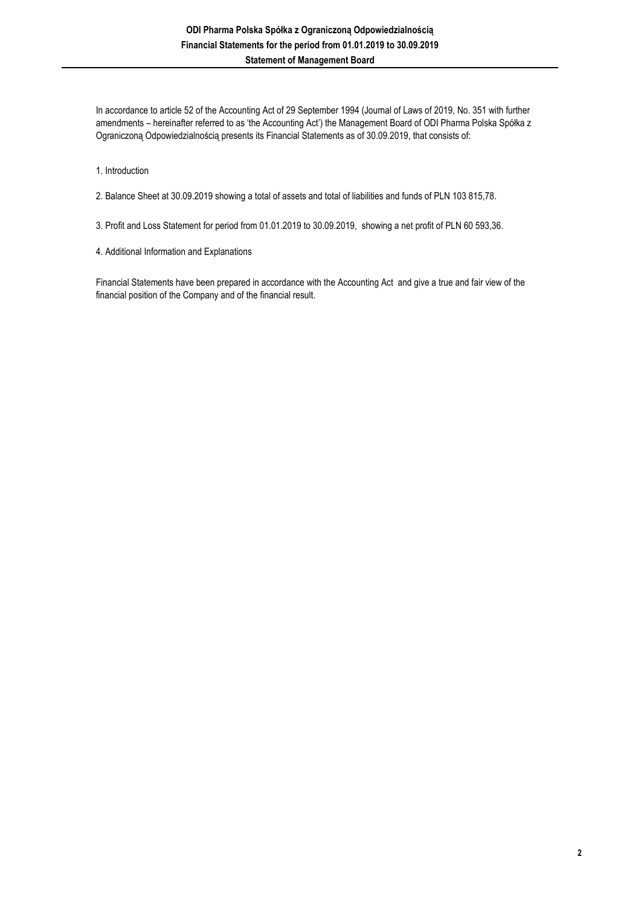# ODI Pharma Polska Spółka z Ograniczoną Odpowiedzialnością

## Financial Statements for the period from 01.01.2019 to 30.09.2019

### Statement of Management Board

In accordance to article 52 of the Accounting Act of 29 September 1994 (Journal of Laws of 2019, No. 351 with further amendments – hereinafter referred to as 'the Accounting Act') the Management Board of ODI Pharma Polska Spółka z Ograniczoną Odpowiedzialnością presents its Financial Statements as of 30.09.2019, that consists of:

1. Introduction

2. Balance Sheet at 30.09.2019 showing a total of assets and total of liabilities and funds of PLN 103 815,78.

3. Profit and Loss Statement for period from 01.01.2019 to 30.09.2019, showing a net profit of PLN 60 593,36.

4. Additional Information and Explanations

Financial Statements have been prepared in accordance with the Accounting Act and give a true and fair view of the financial position of the Company and of the financial result.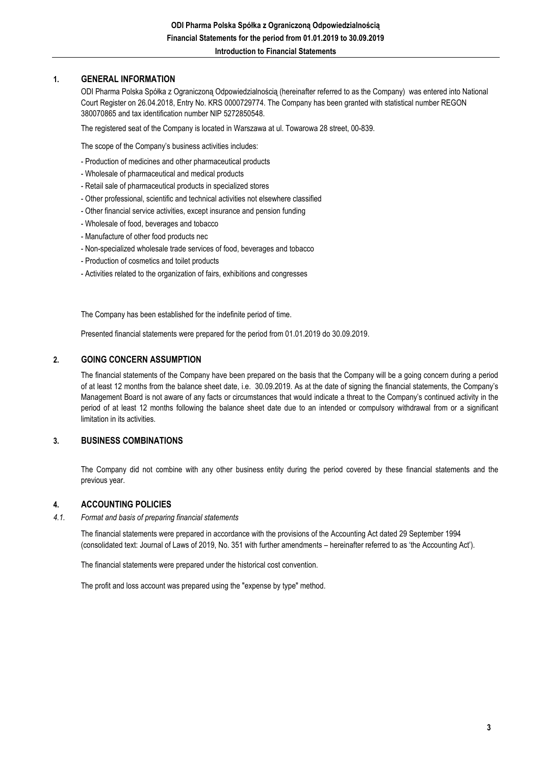## 1. GENERAL INFORMATION

ODI Pharma Polska Spółka z Ograniczoną Odpowiedzialnością (hereinafter referred to as the Company) was entered into National Court Register on 26.04.2018, Entry No. KRS 0000729774. The Company has been granted with statistical number REGON 380070865 and tax identification number NIP 5272850548.

The registered seat of the Company is located in Warszawa at ul. Towarowa 28 street, 00-839.

The scope of the Company's business activities includes:

- Production of medicines and other pharmaceutical products
- Wholesale of pharmaceutical and medical products
- Retail sale of pharmaceutical products in specialized stores
- Other professional, scientific and technical activities not elsewhere classified
- Other financial service activities, except insurance and pension funding
- Wholesale of food, beverages and tobacco
- Manufacture of other food products nec
- Non-specialized wholesale trade services of food, beverages and tobacco
- Production of cosmetics and toilet products
- Activities related to the organization of fairs, exhibitions and congresses

The Company has been established for the indefinite period of time.

Presented financial statements were prepared for the period from 01.01.2019 do 30.09.2019.

## 2. GOING CONCERN ASSUMPTION

The financial statements of the Company have been prepared on the basis that the Company will be a going concern during a period of at least 12 months from the balance sheet date, i.e. 30.09.2019. As at the date of signing the financial statements, the Company's Management Board is not aware of any facts or circumstances that would indicate a threat to the Company's continued activity in the period of at least 12 months following the balance sheet date due to an intended or compulsory withdrawal from or a significant limitation in its activities.

## 3. BUSINESS COMBINATIONS

The Company did not combine with any other business entity during the period covered by these financial statements and the previous year.

## 4. ACCOUNTING POLICIES

### *4.1. Format and basis of preparing financial statements*

The financial statements were prepared in accordance with the provisions of the Accounting Act dated 29 September 1994 (consolidated text: Journal of Laws of 2019, No. 351 with further amendments – hereinafter referred to as 'the Accounting Act').

The financial statements were prepared under the historical cost convention.

The profit and loss account was prepared using the "expense by type" method.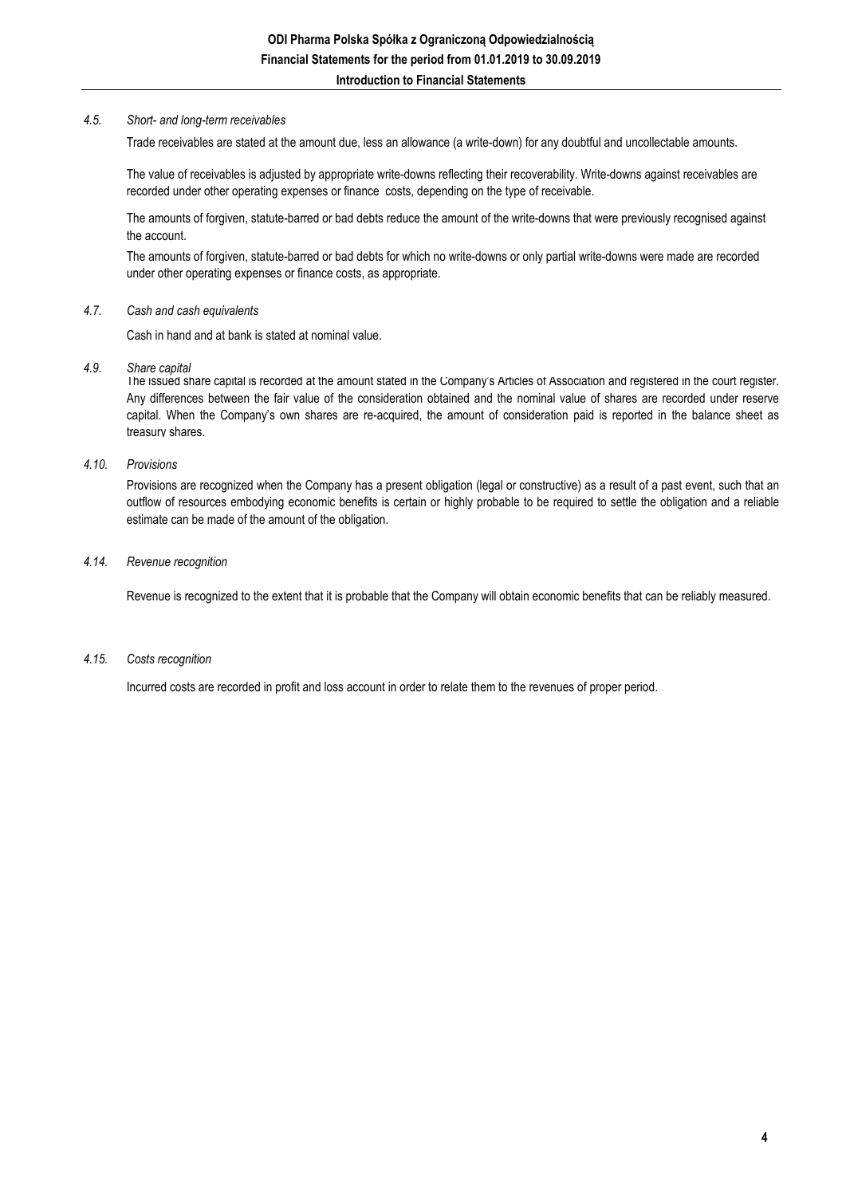#### *4.5. Short- and long-term receivables*

Trade receivables are stated at the amount due, less an allowance (a write-down) for any doubtful and uncollectable amounts.

The value of receivables is adjusted by appropriate write-downs reflecting their recoverability. Write-downs against receivables are recorded under other operating expenses or finance costs, depending on the type of receivable.

The amounts of forgiven, statute-barred or bad debts reduce the amount of the write-downs that were previously recognised against the account.

The amounts of forgiven, statute-barred or bad debts for which no write-downs or only partial write-downs were made are recorded under other operating expenses or finance costs, as appropriate.

#### *4.7. Cash and cash equivalents*

Cash in hand and at bank is stated at nominal value.

#### *4.9. Share capital*

The issued share capital is recorded at the amount stated in the Company's Articles of Association and registered in the court register. Any differences between the fair value of the consideration obtained and the nominal value of shares are recorded under reserve capital. When the Company's own shares are re-acquired, the amount of consideration paid is reported in the balance sheet as treasury shares.

#### *4.10. Provisions*

Provisions are recognized when the Company has a present obligation (legal or constructive) as a result of a past event, such that an outflow of resources embodying economic benefits is certain or highly probable to be required to settle the obligation and a reliable estimate can be made of the amount of the obligation.

#### *4.14. Revenue recognition*

Revenue is recognized to the extent that it is probable that the Company will obtain economic benefits that can be reliably measured.

#### *4.15. Costs recognition*

Incurred costs are recorded in profit and loss account in order to relate them to the revenues of proper period.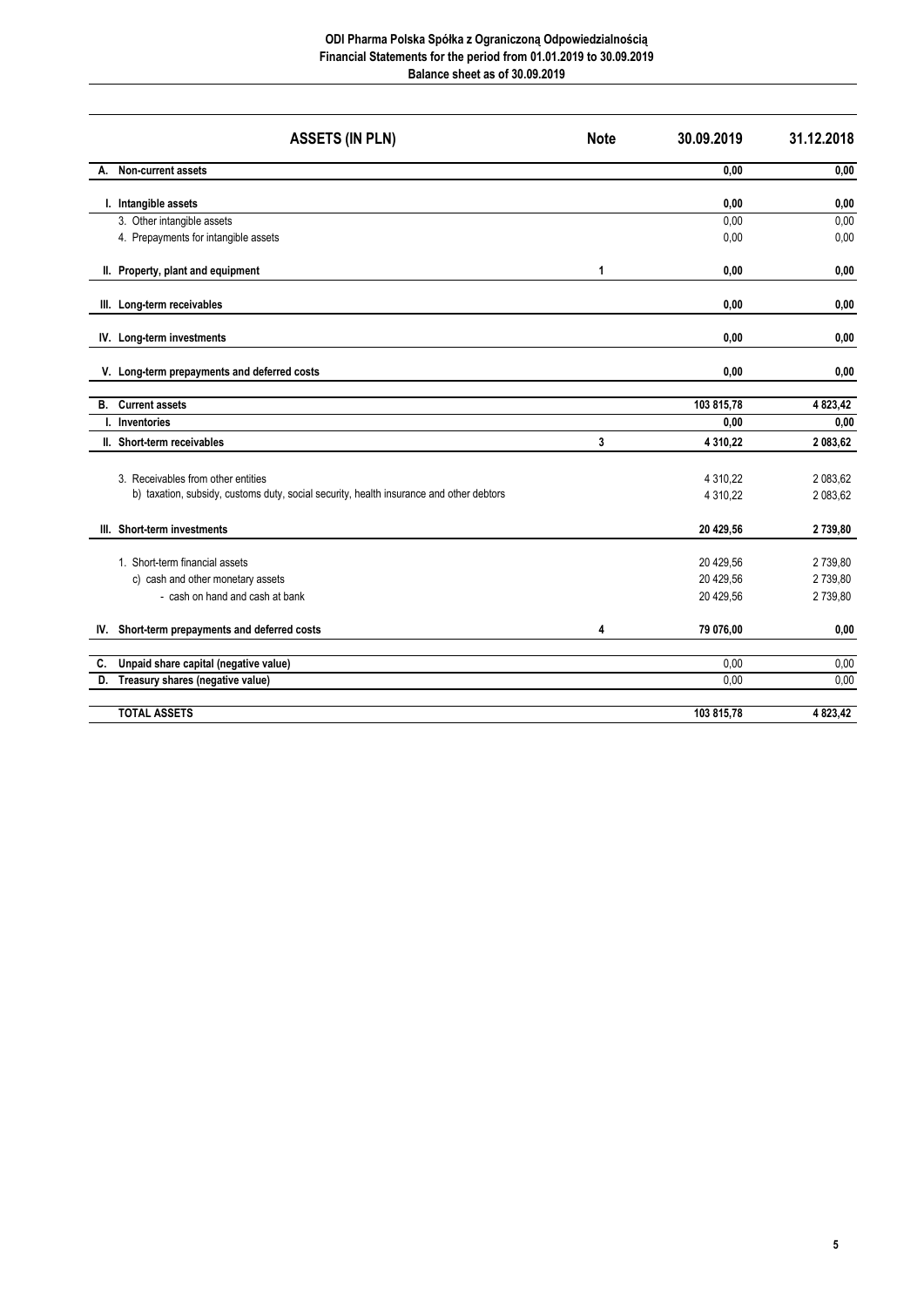**ODI Pharma Polska Spółka z Ograniczoną Odpowiedzialnością**
**Financial Statements for the period from 01.01.2019 to 30.09.2019**
**Balance sheet as of 30.09.2019**

| ASSETS (IN PLN) | Note | 30.09.2019 | 31.12.2018 |
|---|---|---|---|
| **A. Non-current assets** | | **0,00** | **0,00** |
| **I. Intangible assets** | | **0,00** | **0,00** |
| 3. Other intangible assets | | 0,00 | 0,00 |
| 4. Prepayments for intangible assets | | 0,00 | 0,00 |
| **II. Property, plant and equipment** | **1** | **0,00** | **0,00** |
| **III. Long-term receivables** | | **0,00** | **0,00** |
| **IV. Long-term investments** | | **0,00** | **0,00** |
| **V. Long-term prepayments and deferred costs** | | **0,00** | **0,00** |
| **B. Current assets** | | **103 815,78** | **4 823,42** |
| **I. Inventories** | | **0,00** | **0,00** |
| **II. Short-term receivables** | **3** | **4 310,22** | **2 083,62** |
| 3. Receivables from other entities | | 4 310,22 | 2 083,62 |
| b) taxation, subsidy, customs duty, social security, health insurance and other debtors | | 4 310,22 | 2 083,62 |
| **III. Short-term investments** | | **20 429,56** | **2 739,80** |
| 1. Short-term financial assets | | 20 429,56 | 2 739,80 |
| c) cash and other monetary assets | | 20 429,56 | 2 739,80 |
| - cash on hand and cash at bank | | 20 429,56 | 2 739,80 |
| **IV. Short-term prepayments and deferred costs** | **4** | **79 076,00** | **0,00** |
| **C. Unpaid share capital (negative value)** | | 0,00 | 0,00 |
| **D. Treasury shares (negative value)** | | 0,00 | 0,00 |
| **TOTAL ASSETS** | | **103 815,78** | **4 823,42** |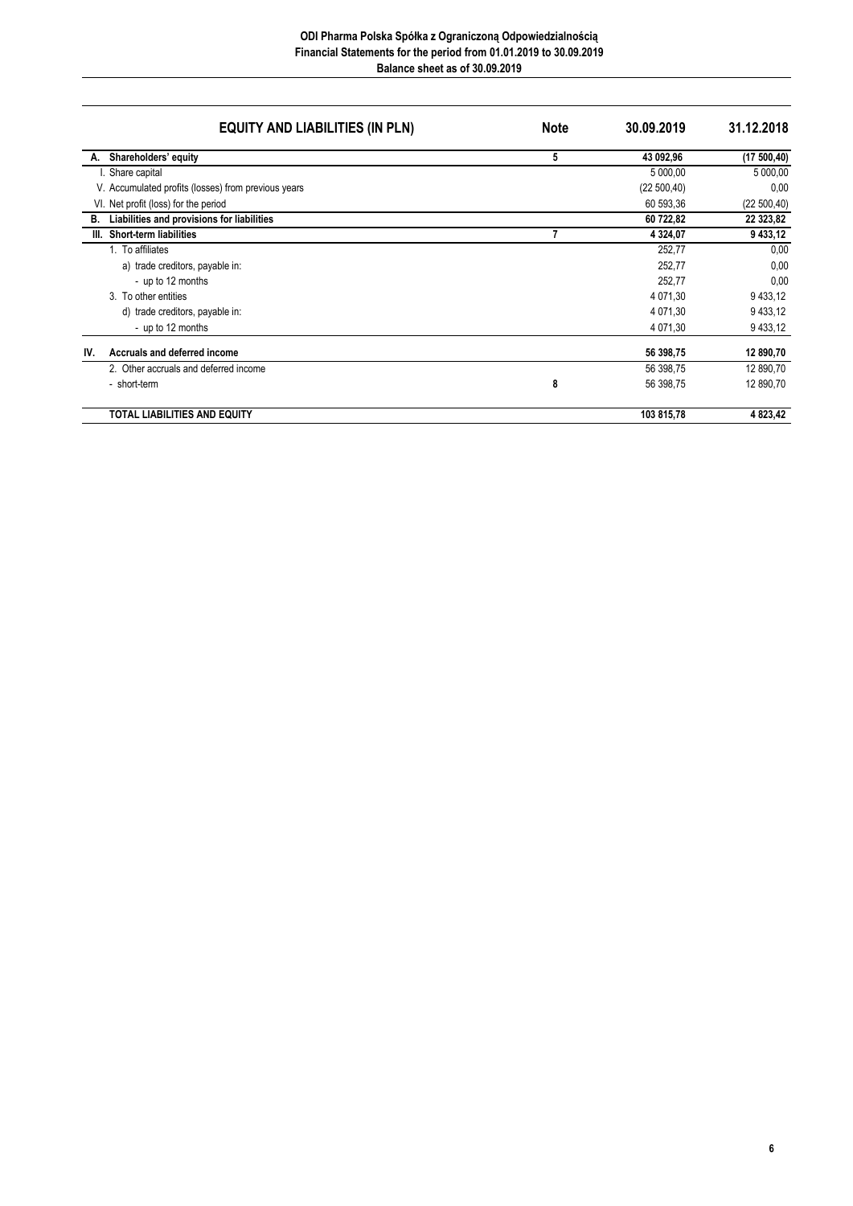**ODI Pharma Polska Spółka z Ograniczoną Odpowiedzialnością**
**Financial Statements for the period from 01.01.2019 to 30.09.2019**
**Balance sheet as of 30.09.2019**

| | EQUITY AND LIABILITIES (IN PLN) | Note | 30.09.2019 | 31.12.2018 |
|---|---|---|---|---|
| **A.** | **Shareholders' equity** | **5** | **43 092,96** | **(17 500,40)** |
| | I. Share capital | | 5 000,00 | 5 000,00 |
| | V. Accumulated profits (losses) from previous years | | (22 500,40) | 0,00 |
| | VI. Net profit (loss) for the period | | 60 593,36 | (22 500,40) |
| **B.** | **Liabilities and provisions for liabilities** | | **60 722,82** | **22 323,82** |
| **III.** | **Short-term liabilities** | **7** | **4 324,07** | **9 433,12** |
| | 1. To affiliates | | 252,77 | 0,00 |
| | a) trade creditors, payable in: | | 252,77 | 0,00 |
| | - up to 12 months | | 252,77 | 0,00 |
| | 3. To other entities | | 4 071,30 | 9 433,12 |
| | d) trade creditors, payable in: | | 4 071,30 | 9 433,12 |
| | - up to 12 months | | 4 071,30 | 9 433,12 |
| **IV.** | **Accruals and deferred income** | | **56 398,75** | **12 890,70** |
| | 2. Other accruals and deferred income | | 56 398,75 | 12 890,70 |
| | - short-term | 8 | 56 398,75 | 12 890,70 |
| | **TOTAL LIABILITIES AND EQUITY** | | **103 815,78** | **4 823,42** |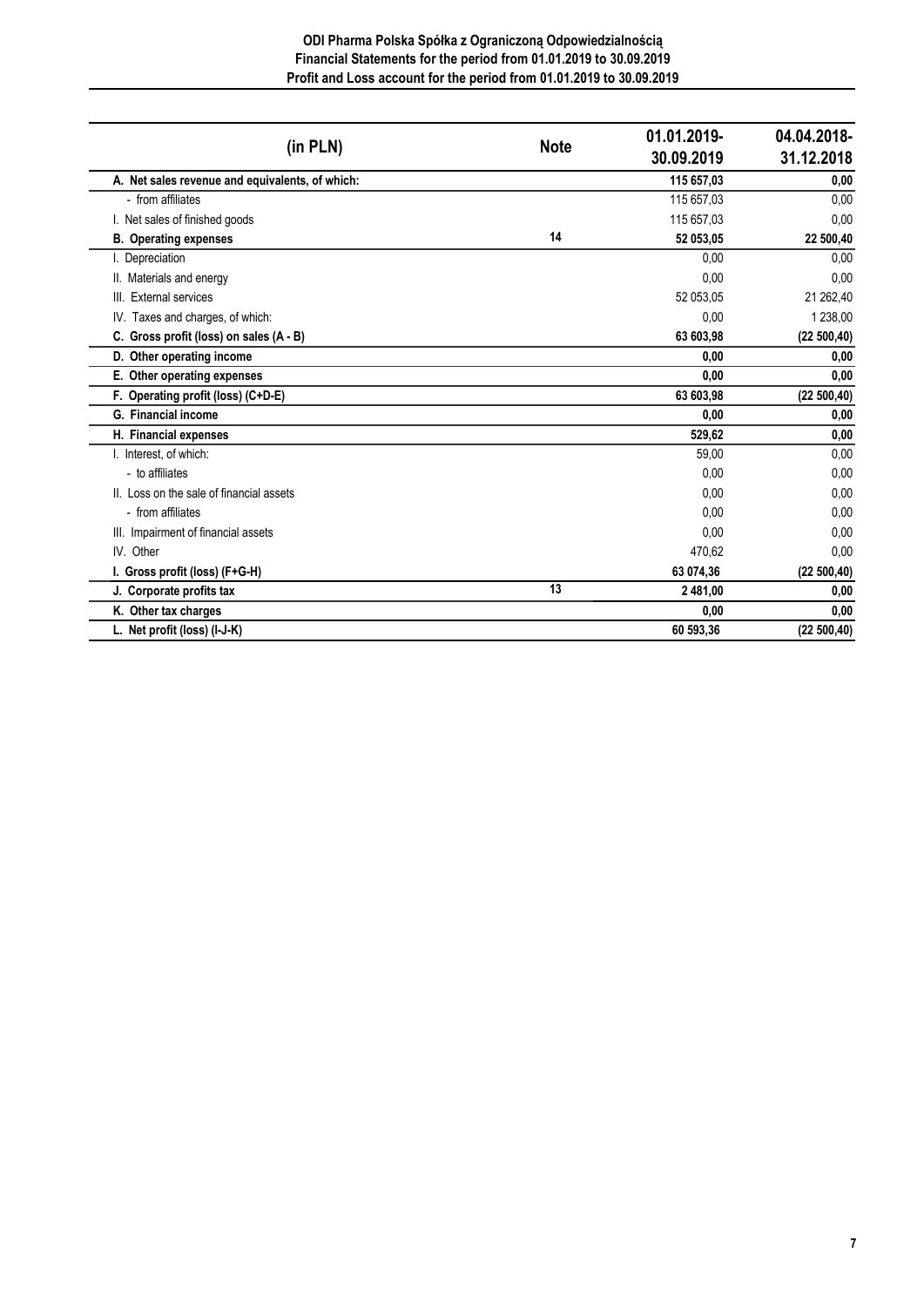**ODI Pharma Polska Spółka z Ograniczoną Odpowiedzialnością**
**Financial Statements for the period from 01.01.2019 to 30.09.2019**
**Profit and Loss account for the period from 01.01.2019 to 30.09.2019**

| (in PLN) | Note | 01.01.2019-30.09.2019 | 04.04.2018-31.12.2018 |
|---|---|---|---|
| **A. Net sales revenue and equivalents, of which:** | | **115 657,03** | **0,00** |
| - from affiliates | | 115 657,03 | 0,00 |
| I. Net sales of finished goods | | 115 657,03 | 0,00 |
| **B. Operating expenses** | 14 | **52 053,05** | **22 500,40** |
| I. Depreciation | | 0,00 | 0,00 |
| II. Materials and energy | | 0,00 | 0,00 |
| III. External services | | 52 053,05 | 21 262,40 |
| IV. Taxes and charges, of which: | | 0,00 | 1 238,00 |
| **C. Gross profit (loss) on sales (A - B)** | | **63 603,98** | **(22 500,40)** |
| **D. Other operating income** | | **0,00** | **0,00** |
| **E. Other operating expenses** | | **0,00** | **0,00** |
| **F. Operating profit (loss) (C+D-E)** | | **63 603,98** | **(22 500,40)** |
| **G. Financial income** | | **0,00** | **0,00** |
| **H. Financial expenses** | | **529,62** | **0,00** |
| I. Interest, of which: | | 59,00 | 0,00 |
| - to affiliates | | 0,00 | 0,00 |
| II. Loss on the sale of financial assets | | 0,00 | 0,00 |
| - from affiliates | | 0,00 | 0,00 |
| III. Impairment of financial assets | | 0,00 | 0,00 |
| IV. Other | | 470,62 | 0,00 |
| **I. Gross profit (loss) (F+G-H)** | | **63 074,36** | **(22 500,40)** |
| **J. Corporate profits tax** | 13 | **2 481,00** | **0,00** |
| **K. Other tax charges** | | **0,00** | **0,00** |
| **L. Net profit (loss) (I-J-K)** | | **60 593,36** | **(22 500,40)** |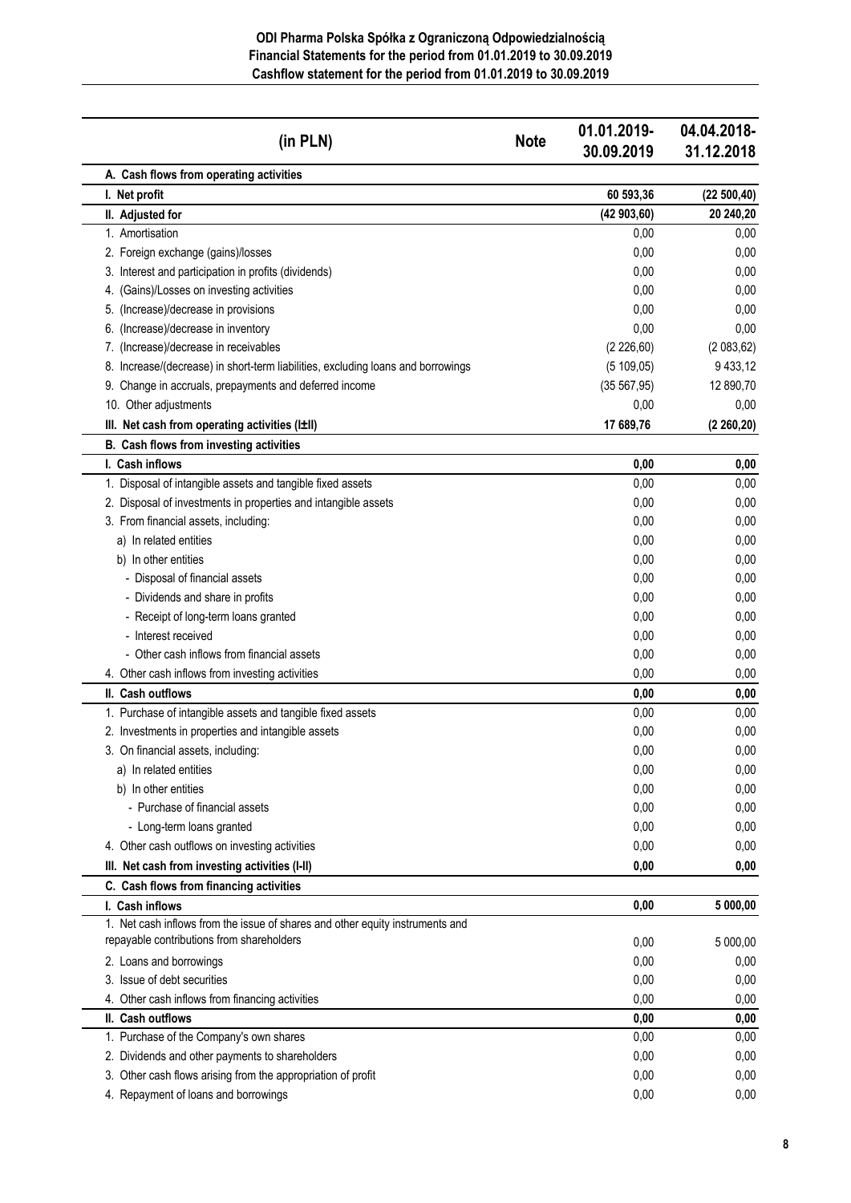**ODI Pharma Polska Spółka z Ograniczoną Odpowiedzialnością**
**Financial Statements for the period from 01.01.2019 to 30.09.2019**
**Cashflow statement for the period from 01.01.2019 to 30.09.2019**

| (in PLN) | Note | 01.01.2019-30.09.2019 | 04.04.2018-31.12.2018 |
|---|---|---|---|
| **A. Cash flows from operating activities** | | | |
| **I. Net profit** | | **60 593,36** | **(22 500,40)** |
| **II. Adjusted for** | | **(42 903,60)** | **20 240,20** |
| 1. Amortisation | | 0,00 | 0,00 |
| 2. Foreign exchange (gains)/losses | | 0,00 | 0,00 |
| 3. Interest and participation in profits (dividends) | | 0,00 | 0,00 |
| 4. (Gains)/Losses on investing activities | | 0,00 | 0,00 |
| 5. (Increase)/decrease in provisions | | 0,00 | 0,00 |
| 6. (Increase)/decrease in inventory | | 0,00 | 0,00 |
| 7. (Increase)/decrease in receivables | | (2 226,60) | (2 083,62) |
| 8. Increase/(decrease) in short-term liabilities, excluding loans and borrowings | | (5 109,05) | 9 433,12 |
| 9. Change in accruals, prepayments and deferred income | | (35 567,95) | 12 890,70 |
| 10. Other adjustments | | 0,00 | 0,00 |
| **III. Net cash from operating activities (I±II)** | | **17 689,76** | **(2 260,20)** |
| **B. Cash flows from investing activities** | | | |
| **I. Cash inflows** | | **0,00** | **0,00** |
| 1. Disposal of intangible assets and tangible fixed assets | | 0,00 | 0,00 |
| 2. Disposal of investments in properties and intangible assets | | 0,00 | 0,00 |
| 3. From financial assets, including: | | 0,00 | 0,00 |
| a) In related entities | | 0,00 | 0,00 |
| b) In other entities | | 0,00 | 0,00 |
| - Disposal of financial assets | | 0,00 | 0,00 |
| - Dividends and share in profits | | 0,00 | 0,00 |
| - Receipt of long-term loans granted | | 0,00 | 0,00 |
| - Interest received | | 0,00 | 0,00 |
| - Other cash inflows from financial assets | | 0,00 | 0,00 |
| 4. Other cash inflows from investing activities | | 0,00 | 0,00 |
| **II. Cash outflows** | | **0,00** | **0,00** |
| 1. Purchase of intangible assets and tangible fixed assets | | 0,00 | 0,00 |
| 2. Investments in properties and intangible assets | | 0,00 | 0,00 |
| 3. On financial assets, including: | | 0,00 | 0,00 |
| a) In related entities | | 0,00 | 0,00 |
| b) In other entities | | 0,00 | 0,00 |
| - Purchase of financial assets | | 0,00 | 0,00 |
| - Long-term loans granted | | 0,00 | 0,00 |
| 4. Other cash outflows on investing activities | | 0,00 | 0,00 |
| **III. Net cash from investing activities (I-II)** | | **0,00** | **0,00** |
| **C. Cash flows from financing activities** | | | |
| **I. Cash inflows** | | **0,00** | **5 000,00** |
| 1. Net cash inflows from the issue of shares and other equity instruments and repayable contributions from shareholders | | 0,00 | 5 000,00 |
| 2. Loans and borrowings | | 0,00 | 0,00 |
| 3. Issue of debt securities | | 0,00 | 0,00 |
| 4. Other cash inflows from financing activities | | 0,00 | 0,00 |
| **II. Cash outflows** | | **0,00** | **0,00** |
| 1. Purchase of the Company's own shares | | 0,00 | 0,00 |
| 2. Dividends and other payments to shareholders | | 0,00 | 0,00 |
| 3. Other cash flows arising from the appropriation of profit | | 0,00 | 0,00 |
| 4. Repayment of loans and borrowings | | 0,00 | 0,00 |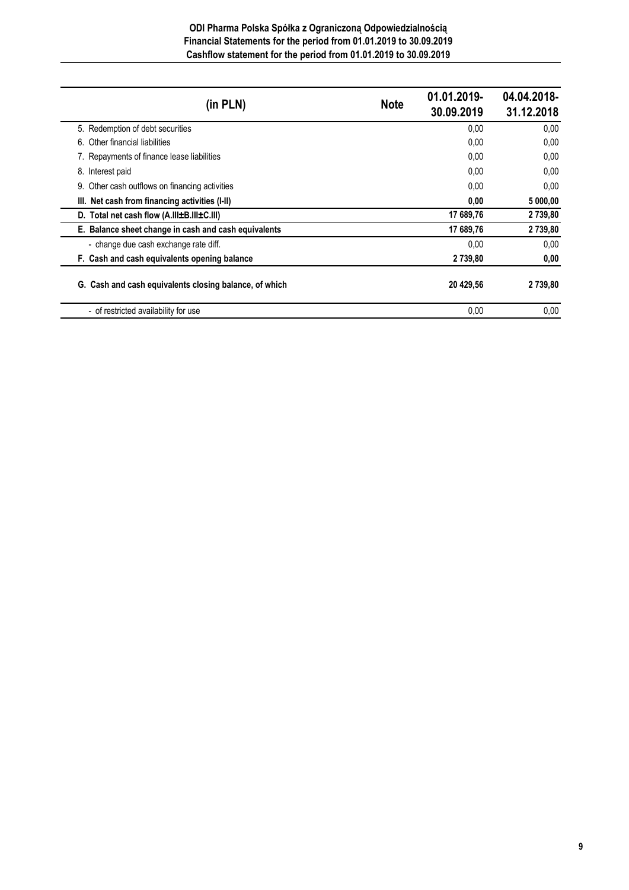**ODI Pharma Polska Spółka z Ograniczoną Odpowiedzialnością**
**Financial Statements for the period from 01.01.2019 to 30.09.2019**
**Cashflow statement for the period from 01.01.2019 to 30.09.2019**

| (in PLN) | Note | 01.01.2019-30.09.2019 | 04.04.2018-31.12.2018 |
|---|---|---|---|
| 5. Redemption of debt securities | | 0,00 | 0,00 |
| 6. Other financial liabilities | | 0,00 | 0,00 |
| 7. Repayments of finance lease liabilities | | 0,00 | 0,00 |
| 8. Interest paid | | 0,00 | 0,00 |
| 9. Other cash outflows on financing activities | | 0,00 | 0,00 |
| **III. Net cash from financing activities (I-II)** | | **0,00** | **5 000,00** |
| **D. Total net cash flow (A.III±B.III±C.III)** | | **17 689,76** | **2 739,80** |
| **E. Balance sheet change in cash and cash equivalents** | | **17 689,76** | **2 739,80** |
| - change due cash exchange rate diff. | | 0,00 | 0,00 |
| **F. Cash and cash equivalents opening balance** | | **2 739,80** | **0,00** |
| **G. Cash and cash equivalents closing balance, of which** | | **20 429,56** | **2 739,80** |
| - of restricted availability for use | | 0,00 | 0,00 |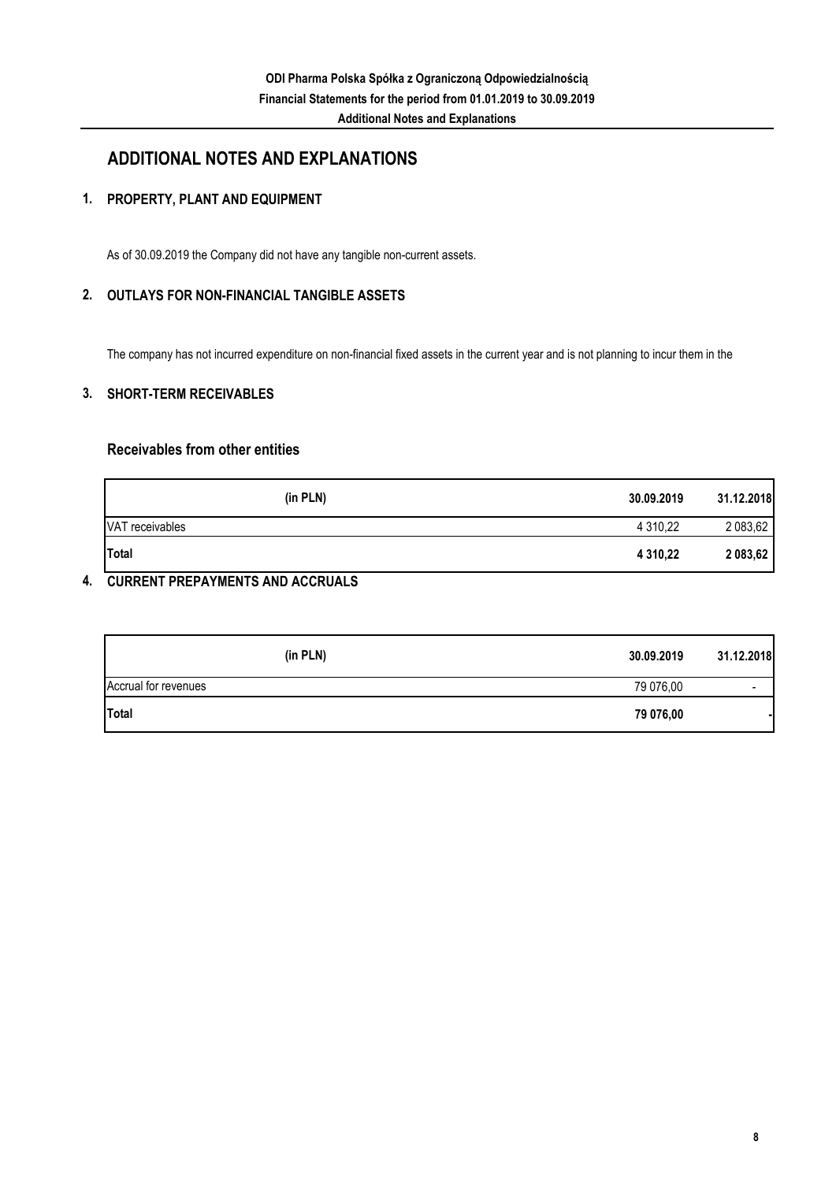# ADDITIONAL NOTES AND EXPLANATIONS

## 1. PROPERTY, PLANT AND EQUIPMENT

As of 30.09.2019 the Company did not have any tangible non-current assets.

## 2. OUTLAYS FOR NON-FINANCIAL TANGIBLE ASSETS

The company has not incurred expenditure on non-financial fixed assets in the current year and is not planning to incur them in the

## 3. SHORT-TERM RECEIVABLES

### Receivables from other entities

| (in PLN) | 30.09.2019 | 31.12.2018 |
|---|---|---|
| VAT receivables | 4 310,22 | 2 083,62 |
| **Total** | **4 310,22** | **2 083,62** |

## 4. CURRENT PREPAYMENTS AND ACCRUALS

| (in PLN) | 30.09.2019 | 31.12.2018 |
|---|---|---|
| Accrual for revenues | 79 076,00 | - |
| **Total** | **79 076,00** | **-** |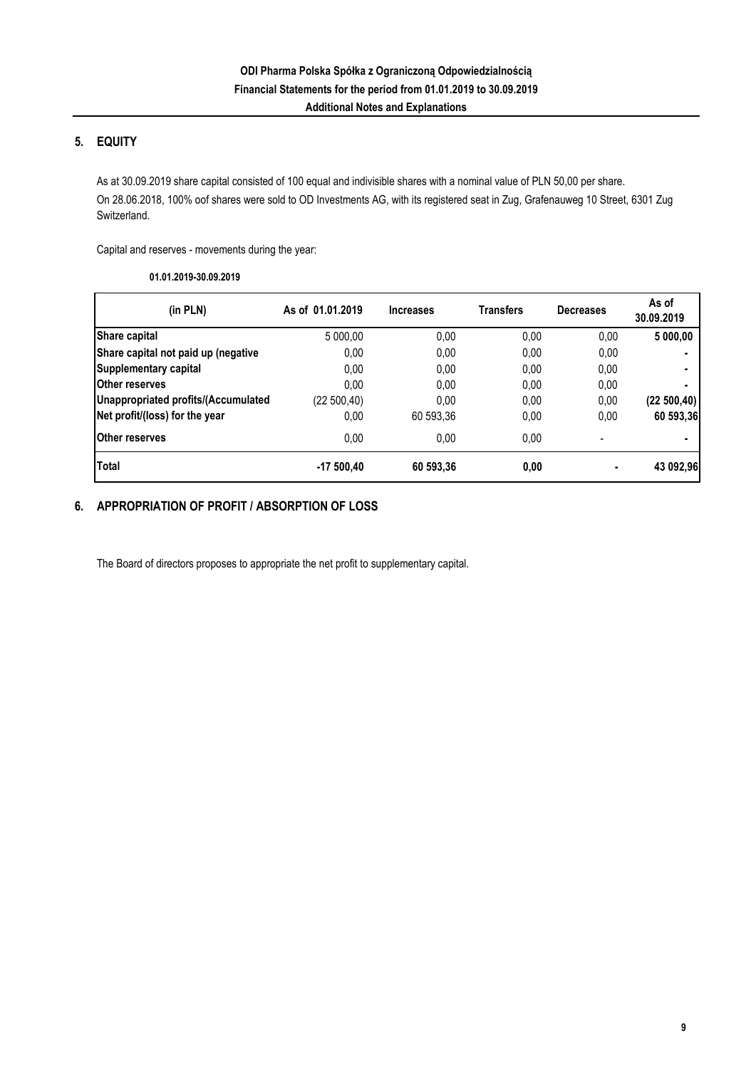## 5. EQUITY

As at 30.09.2019 share capital consisted of 100 equal and indivisible shares with a nominal value of PLN 50,00 per share.
On 28.06.2018, 100% oof shares were sold to OD Investments AG, with its registered seat in Zug, Grafenauweg 10 Street, 6301 Zug Switzerland.

Capital and reserves - movements during the year:

**01.01.2019-30.09.2019**

| (in PLN) | As of 01.01.2019 | Increases | Transfers | Decreases | As of 30.09.2019 |
|---|---|---|---|---|---|
| **Share capital** | 5 000,00 | 0,00 | 0,00 | 0,00 | **5 000,00** |
| **Share capital not paid up (negative** | 0,00 | 0,00 | 0,00 | 0,00 | **-** |
| **Supplementary capital** | 0,00 | 0,00 | 0,00 | 0,00 | **-** |
| **Other reserves** | 0,00 | 0,00 | 0,00 | 0,00 | **-** |
| **Unappropriated profits/(Accumulated** | (22 500,40) | 0,00 | 0,00 | 0,00 | **(22 500,40)** |
| **Net profit/(loss) for the year** | 0,00 | 60 593,36 | 0,00 | 0,00 | **60 593,36** |
| **Other reserves** | 0,00 | 0,00 | 0,00 | - | **-** |
| **Total** | **-17 500,40** | **60 593,36** | **0,00** | **-** | **43 092,96** |

## 6. APPROPRIATION OF PROFIT / ABSORPTION OF LOSS

The Board of directors proposes to appropriate the net profit to supplementary capital.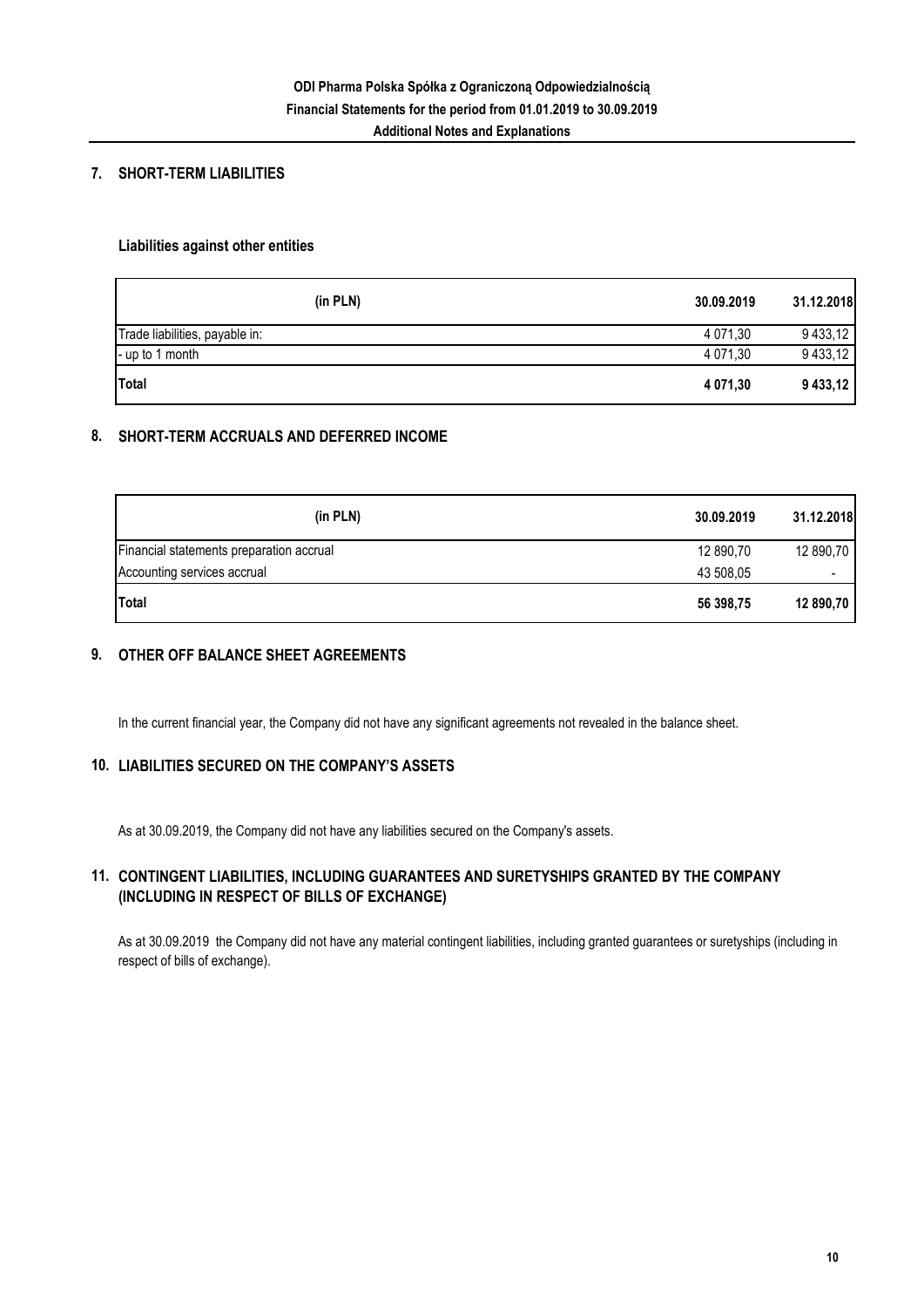## 7. SHORT-TERM LIABILITIES

### Liabilities against other entities

| (in PLN) | 30.09.2019 | 31.12.2018 |
|---|---|---|
| Trade liabilities, payable in: | 4 071,30 | 9 433,12 |
| - up to 1 month | 4 071,30 | 9 433,12 |
| **Total** | **4 071,30** | **9 433,12** |

## 8. SHORT-TERM ACCRUALS AND DEFERRED INCOME

| (in PLN) | 30.09.2019 | 31.12.2018 |
|---|---|---|
| Financial statements preparation accrual | 12 890,70 | 12 890,70 |
| Accounting services accrual | 43 508,05 | - |
| **Total** | **56 398,75** | **12 890,70** |

## 9. OTHER OFF BALANCE SHEET AGREEMENTS

In the current financial year, the Company did not have any significant agreements not revealed in the balance sheet.

## 10. LIABILITIES SECURED ON THE COMPANY'S ASSETS

As at 30.09.2019, the Company did not have any liabilities secured on the Company's assets.

## 11. CONTINGENT LIABILITIES, INCLUDING GUARANTEES AND SURETYSHIPS GRANTED BY THE COMPANY (INCLUDING IN RESPECT OF BILLS OF EXCHANGE)

As at 30.09.2019 the Company did not have any material contingent liabilities, including granted guarantees or suretyships (including in respect of bills of exchange).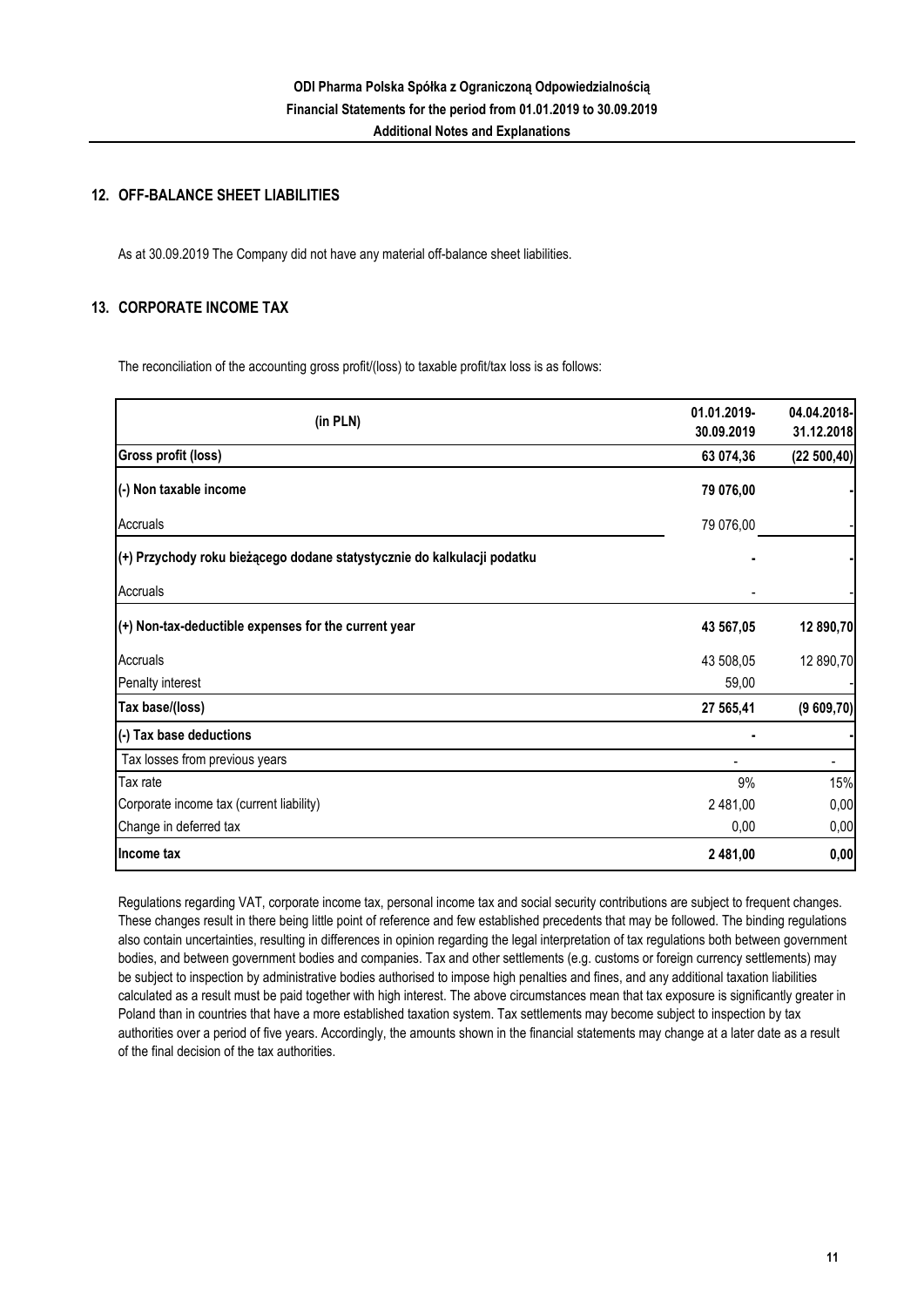## 12. OFF-BALANCE SHEET LIABILITIES

As at 30.09.2019 The Company did not have any material off-balance sheet liabilities.

## 13. CORPORATE INCOME TAX

The reconciliation of the accounting gross profit/(loss) to taxable profit/tax loss is as follows:

| (in PLN) | 01.01.2019-30.09.2019 | 04.04.2018-31.12.2018 |
|---|---|---|
| **Gross profit (loss)** | **63 074,36** | **(22 500,40)** |
| **(-) Non taxable income** | **79 076,00** | **-** |
| Accruals | 79 076,00 | - |
| **(+) Przychody roku bieżącego dodane statystycznie do kalkulacji podatku** | **-** | **-** |
| Accruals | - | - |
| **(+) Non-tax-deductible expenses for the current year** | **43 567,05** | **12 890,70** |
| Accruals | 43 508,05 | 12 890,70 |
| Penalty interest | 59,00 | - |
| **Tax base/(loss)** | **27 565,41** | **(9 609,70)** |
| **(-) Tax base deductions** | **-** | **-** |
| Tax losses from previous years | - | - |
| Tax rate | 9% | 15% |
| Corporate income tax (current liability) | 2 481,00 | 0,00 |
| Change in deferred tax | 0,00 | 0,00 |
| **Income tax** | **2 481,00** | **0,00** |

Regulations regarding VAT, corporate income tax, personal income tax and social security contributions are subject to frequent changes. These changes result in there being little point of reference and few established precedents that may be followed. The binding regulations also contain uncertainties, resulting in differences in opinion regarding the legal interpretation of tax regulations both between government bodies, and between government bodies and companies. Tax and other settlements (e.g. customs or foreign currency settlements) may be subject to inspection by administrative bodies authorised to impose high penalties and fines, and any additional taxation liabilities calculated as a result must be paid together with high interest. The above circumstances mean that tax exposure is significantly greater in Poland than in countries that have a more established taxation system. Tax settlements may become subject to inspection by tax authorities over a period of five years. Accordingly, the amounts shown in the financial statements may change at a later date as a result of the final decision of the tax authorities.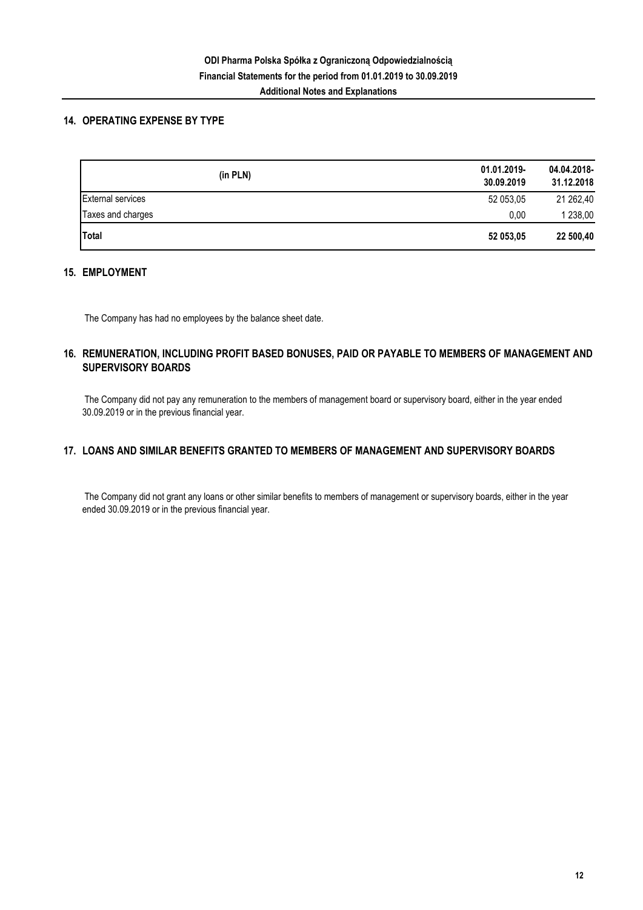## 14. OPERATING EXPENSE BY TYPE

| (in PLN) | 01.01.2019-30.09.2019 | 04.04.2018-31.12.2018 |
|---|---|---|
| External services | 52 053,05 | 21 262,40 |
| Taxes and charges | 0,00 | 1 238,00 |
| **Total** | **52 053,05** | **22 500,40** |

## 15. EMPLOYMENT

The Company has had no employees by the balance sheet date.

## 16. REMUNERATION, INCLUDING PROFIT BASED BONUSES, PAID OR PAYABLE TO MEMBERS OF MANAGEMENT AND SUPERVISORY BOARDS

The Company did not pay any remuneration to the members of management board or supervisory board, either in the year ended 30.09.2019 or in the previous financial year.

## 17. LOANS AND SIMILAR BENEFITS GRANTED TO MEMBERS OF MANAGEMENT AND SUPERVISORY BOARDS

The Company did not grant any loans or other similar benefits to members of management or supervisory boards, either in the year ended 30.09.2019 or in the previous financial year.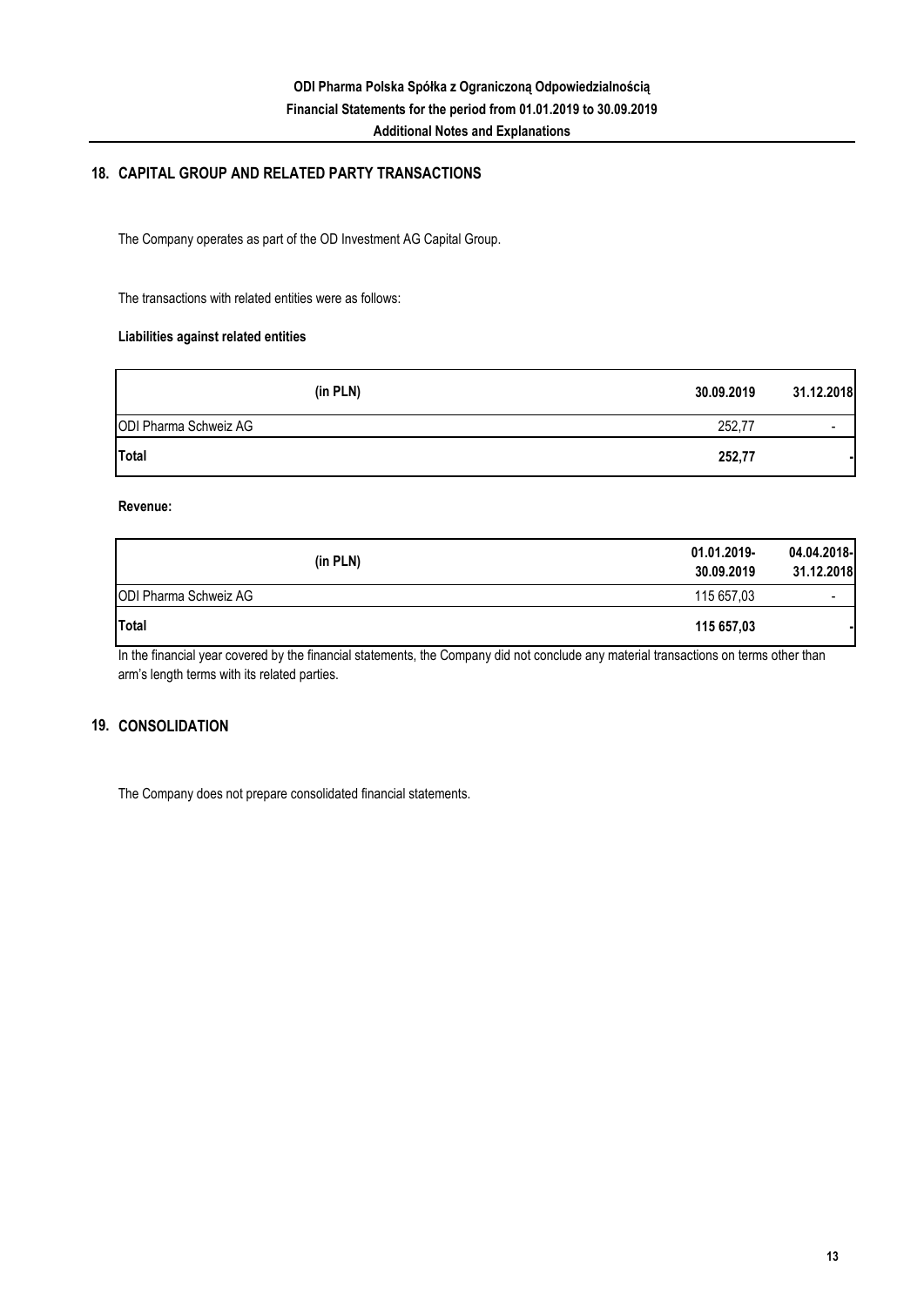## 18. CAPITAL GROUP AND RELATED PARTY TRANSACTIONS

The Company operates as part of the OD Investment AG Capital Group.

The transactions with related entities were as follows:

**Liabilities against related entities**

| (in PLN) | 30.09.2019 | 31.12.2018 |
|---|---|---|
| ODI Pharma Schweiz AG | 252,77 | - |
| **Total** | **252,77** | **-** |

**Revenue:**

| (in PLN) | 01.01.2019-30.09.2019 | 04.04.2018-31.12.2018 |
|---|---|---|
| ODI Pharma Schweiz AG | 115 657,03 | - |
| **Total** | **115 657,03** | **-** |

In the financial year covered by the financial statements, the Company did not conclude any material transactions on terms other than arm's length terms with its related parties.

## 19. CONSOLIDATION

The Company does not prepare consolidated financial statements.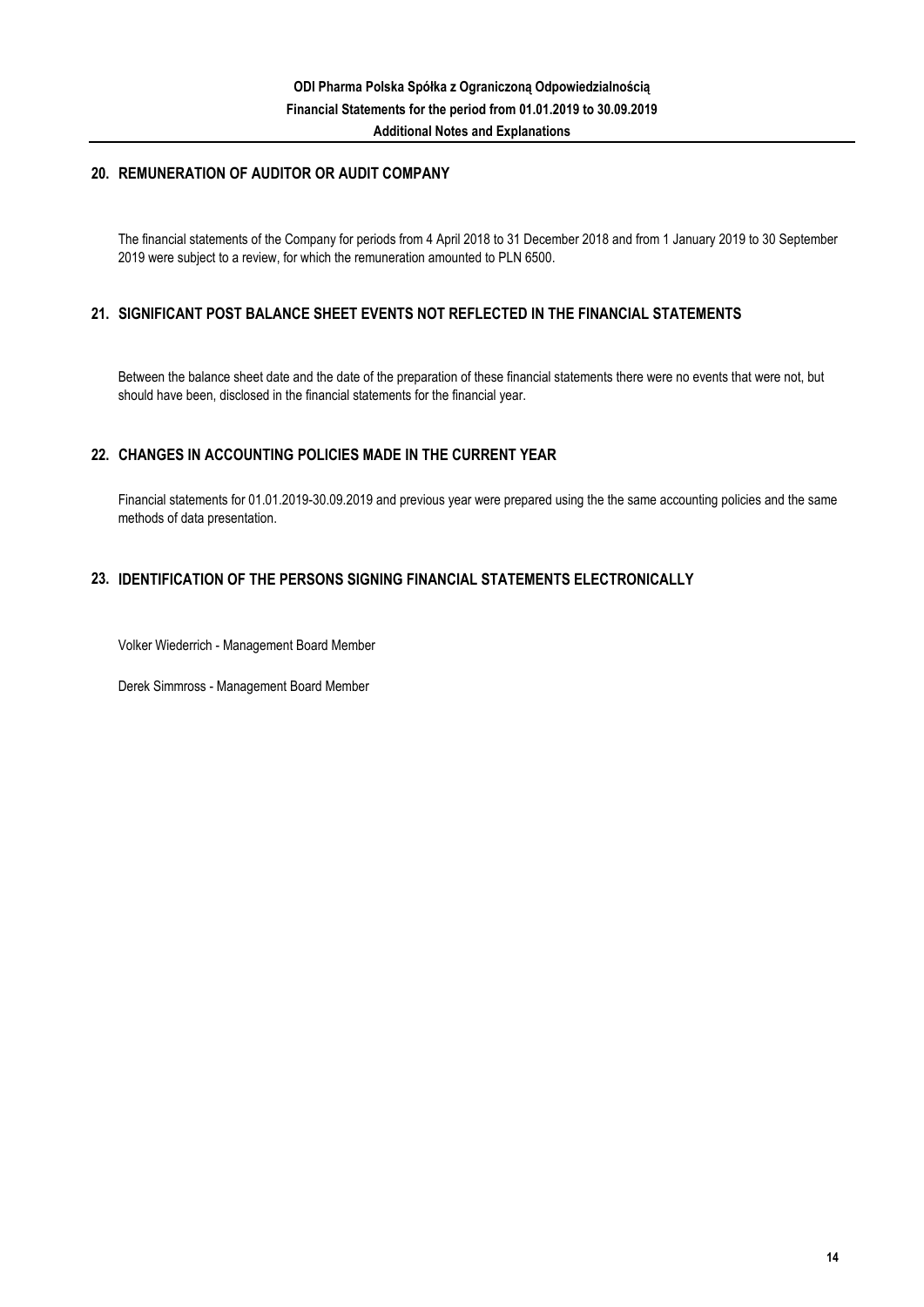## 20. REMUNERATION OF AUDITOR OR AUDIT COMPANY

The financial statements of the Company for periods from 4 April 2018 to 31 December 2018 and from 1 January 2019 to 30 September 2019 were subject to a review, for which the remuneration amounted to PLN 6500.

## 21. SIGNIFICANT POST BALANCE SHEET EVENTS NOT REFLECTED IN THE FINANCIAL STATEMENTS

Between the balance sheet date and the date of the preparation of these financial statements there were no events that were not, but should have been, disclosed in the financial statements for the financial year.

## 22. CHANGES IN ACCOUNTING POLICIES MADE IN THE CURRENT YEAR

Financial statements for 01.01.2019-30.09.2019 and previous year were prepared using the the same accounting policies and the same methods of data presentation.

## 23. IDENTIFICATION OF THE PERSONS SIGNING FINANCIAL STATEMENTS ELECTRONICALLY

Volker Wiederrich - Management Board Member

Derek Simmross - Management Board Member